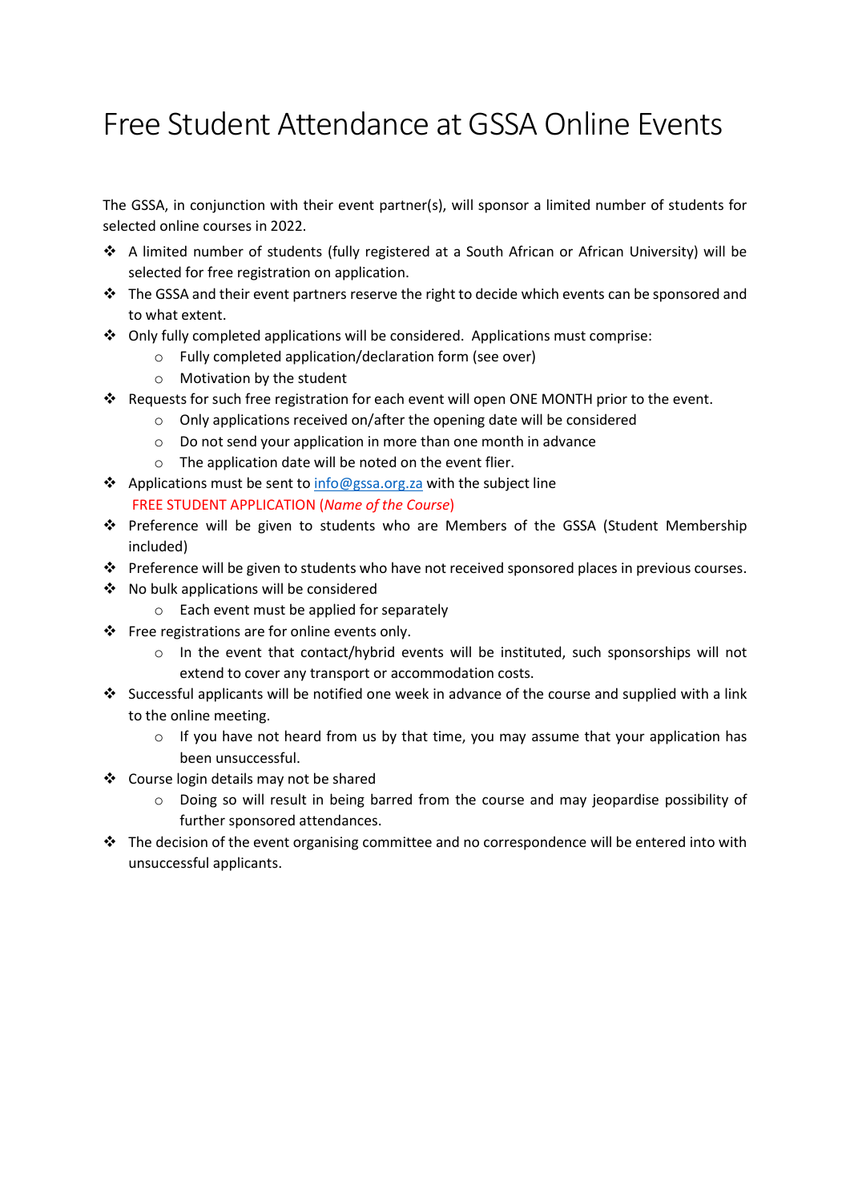# Free Student Attendance at GSSA Online Events

The GSSA, in conjunction with their event partner(s), will sponsor a limited number of students for selected online courses in 2022.

- A limited number of students (fully registered at a South African or African University) will be selected for free registration on application.
- The GSSA and their event partners reserve the right to decide which events can be sponsored and to what extent.
- Only fully completed applications will be considered. Applications must comprise:
  - Fully completed application/declaration form (see over)
  - Motivation by the student
- Requests for such free registration for each event will open ONE MONTH prior to the event.
  - Only applications received on/after the opening date will be considered
  - Do not send your application in more than one month in advance
  - The application date will be noted on the event flier.
- Applications must be sent to info@gssa.org.za with the subject line
  FREE STUDENT APPLICATION (*Name of the Course*)
- Preference will be given to students who are Members of the GSSA (Student Membership included)
- Preference will be given to students who have not received sponsored places in previous courses.
- No bulk applications will be considered
  - Each event must be applied for separately
- Free registrations are for online events only.
  - In the event that contact/hybrid events will be instituted, such sponsorships will not extend to cover any transport or accommodation costs.
- Successful applicants will be notified one week in advance of the course and supplied with a link to the online meeting.
  - If you have not heard from us by that time, you may assume that your application has been unsuccessful.
- Course login details may not be shared
  - Doing so will result in being barred from the course and may jeopardise possibility of further sponsored attendances.
- The decision of the event organising committee and no correspondence will be entered into with unsuccessful applicants.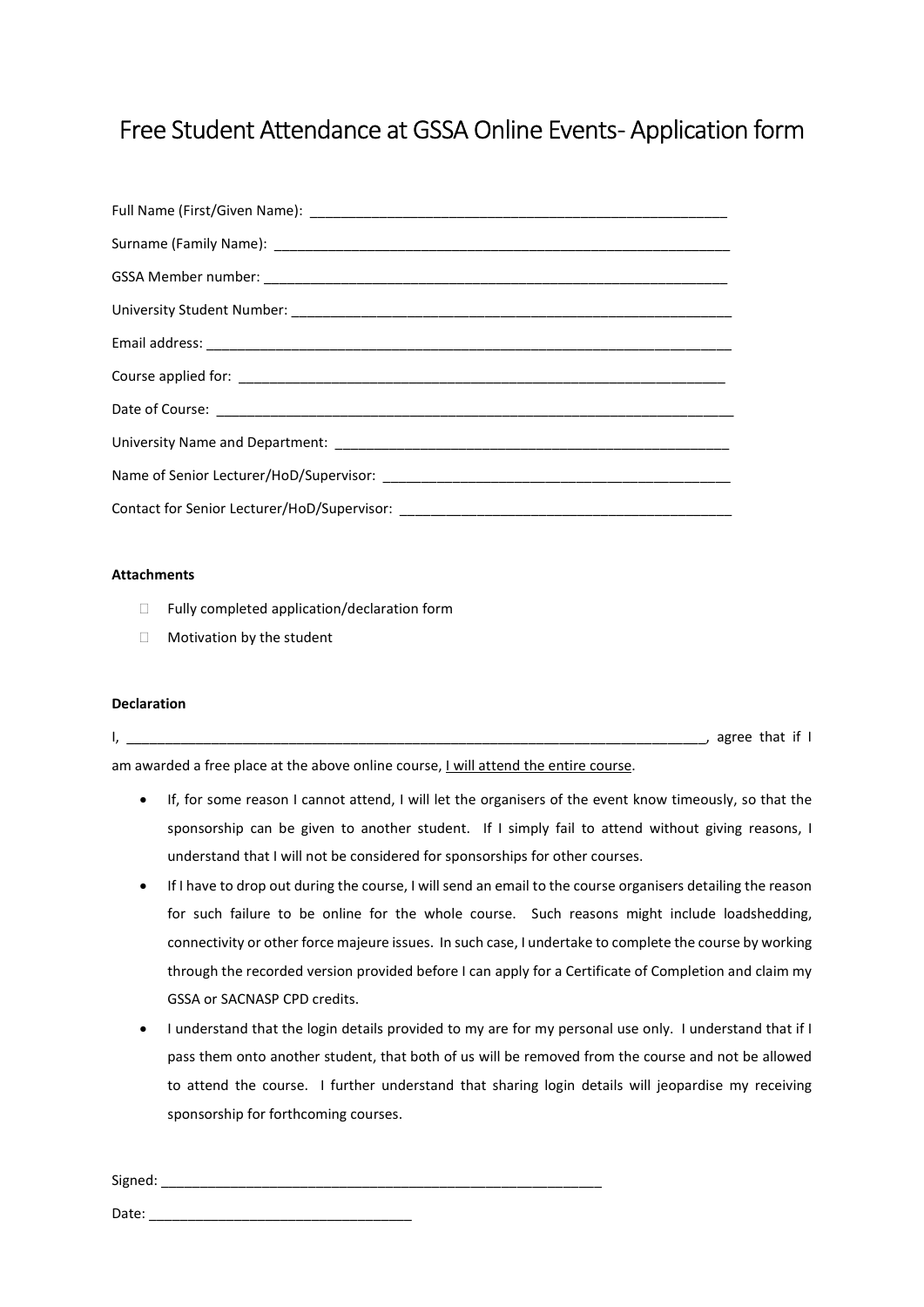# Free Student Attendance at GSSA Online Events- Application form

Full Name (First/Given Name): ______________________________________________________

Surname (Family Name): ____________________________________________________________

GSSA Member number: _______________________________________________________________

University Student Number: ________________________________________________________

Email address: ____________________________________________________________________

Course applied for: _______________________________________________________________

Date of Course: ___________________________________________________________________

University Name and Department: ___________________________________________________

Name of Senior Lecturer/HoD/Supervisor: ___________________________________________

Contact for Senior Lecturer/HoD/Supervisor: _______________________________________

**Attachments**

- ☐ Fully completed application/declaration form
- ☐ Motivation by the student

**Declaration**

I, ______________________________________________________________________________, agree that if I am awarded a free place at the above online course, <u>I will attend the entire course</u>.

- If, for some reason I cannot attend, I will let the organisers of the event know timeously, so that the sponsorship can be given to another student. If I simply fail to attend without giving reasons, I understand that I will not be considered for sponsorships for other courses.
- If I have to drop out during the course, I will send an email to the course organisers detailing the reason for such failure to be online for the whole course. Such reasons might include loadshedding, connectivity or other force majeure issues. In such case, I undertake to complete the course by working through the recorded version provided before I can apply for a Certificate of Completion and claim my GSSA or SACNASP CPD credits.
- I understand that the login details provided to my are for my personal use only. I understand that if I pass them onto another student, that both of us will be removed from the course and not be allowed to attend the course. I further understand that sharing login details will jeopardise my receiving sponsorship for forthcoming courses.

Signed: __________________________________________________________

Date: ___________________________________